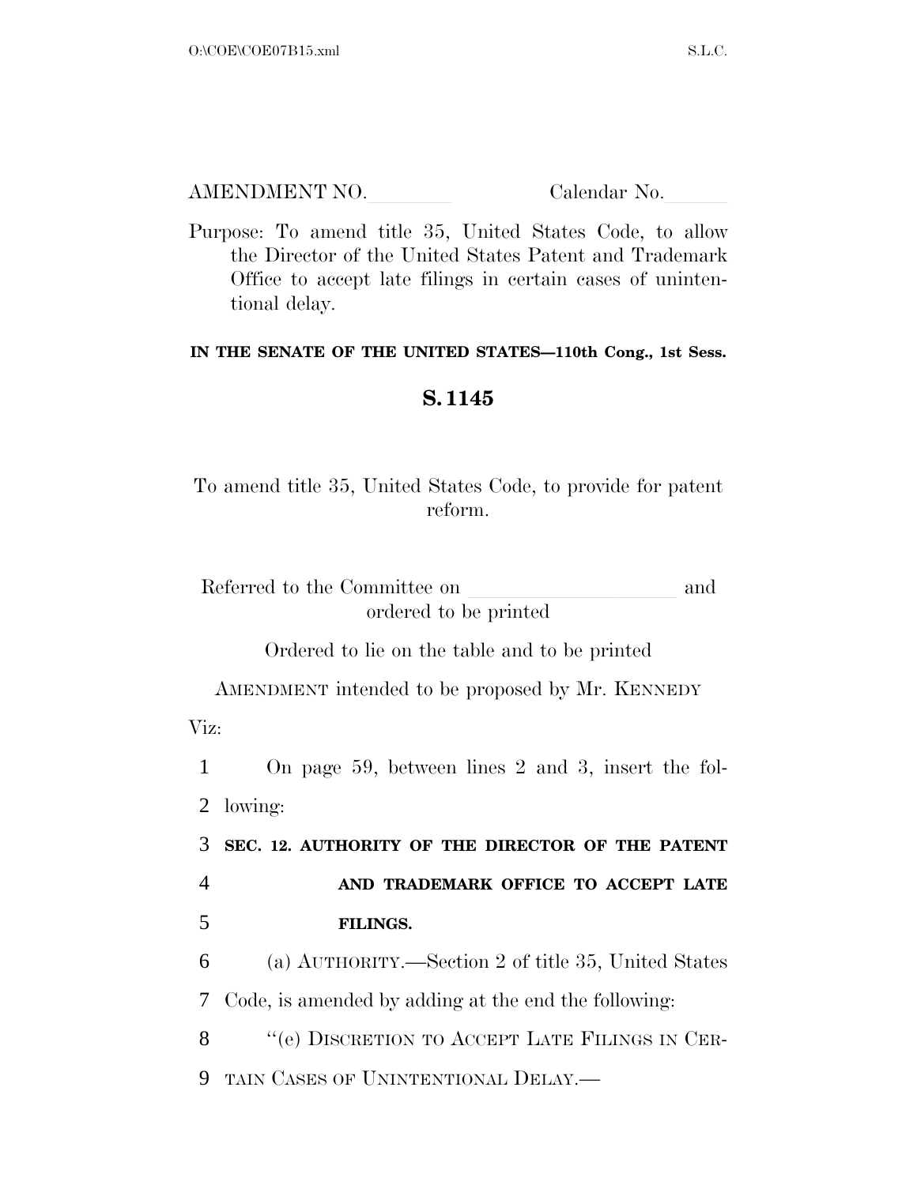AMENDMENT NO.\_\_\_\_\_\_\_\_ Calendar No.\_\_\_\_\_\_

Purpose: To amend title 35, United States Code, to allow the Director of the United States Patent and Trademark Office to accept late filings in certain cases of unintentional delay.

**IN THE SENATE OF THE UNITED STATES—110th Cong., 1st Sess.**

## S. 1145

To amend title 35, United States Code, to provide for patent reform.

Referred to the Committee on \_\_\_\_\_\_\_\_\_\_\_\_\_\_\_\_\_\_\_\_ and ordered to be printed

Ordered to lie on the table and to be printed

AMENDMENT intended to be proposed by Mr. KENNEDY

Viz:

1 On page 59, between lines 2 and 3, insert the fol-
2 lowing:

3 **SEC. 12. AUTHORITY OF THE DIRECTOR OF THE PATENT**
4 **AND TRADEMARK OFFICE TO ACCEPT LATE**
5 **FILINGS.**

6 (a) AUTHORITY.—Section 2 of title 35, United States
7 Code, is amended by adding at the end the following:

8 "(e) DISCRETION TO ACCEPT LATE FILINGS IN CER-
9 TAIN CASES OF UNINTENTIONAL DELAY.—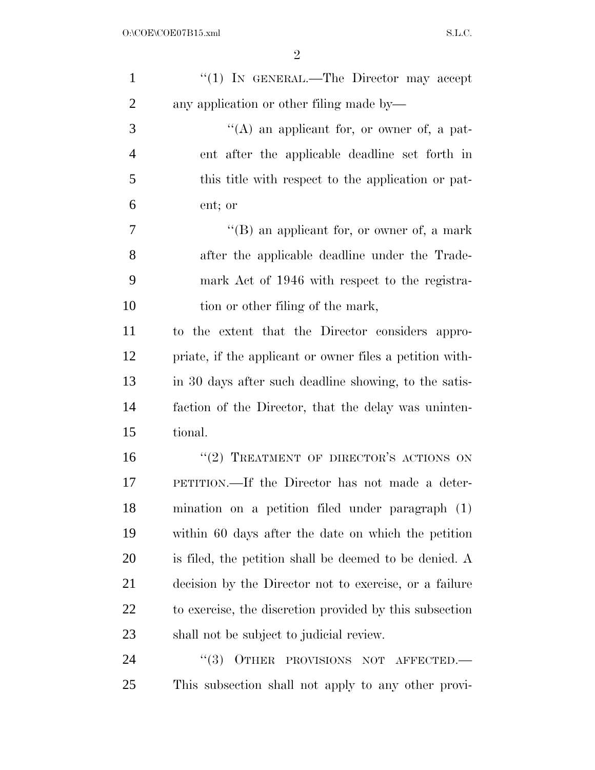"(1) IN GENERAL.—The Director may accept any application or other filing made by—

"(A) an applicant for, or owner of, a patent after the applicable deadline set forth in this title with respect to the application or patent; or

"(B) an applicant for, or owner of, a mark after the applicable deadline under the Trademark Act of 1946 with respect to the registration or other filing of the mark,

to the extent that the Director considers appropriate, if the applicant or owner files a petition within 30 days after such deadline showing, to the satisfaction of the Director, that the delay was unintentional.

"(2) TREATMENT OF DIRECTOR'S ACTIONS ON PETITION.—If the Director has not made a determination on a petition filed under paragraph (1) within 60 days after the date on which the petition is filed, the petition shall be deemed to be denied. A decision by the Director not to exercise, or a failure to exercise, the discretion provided by this subsection shall not be subject to judicial review.

"(3) OTHER PROVISIONS NOT AFFECTED.—This subsection shall not apply to any other provi-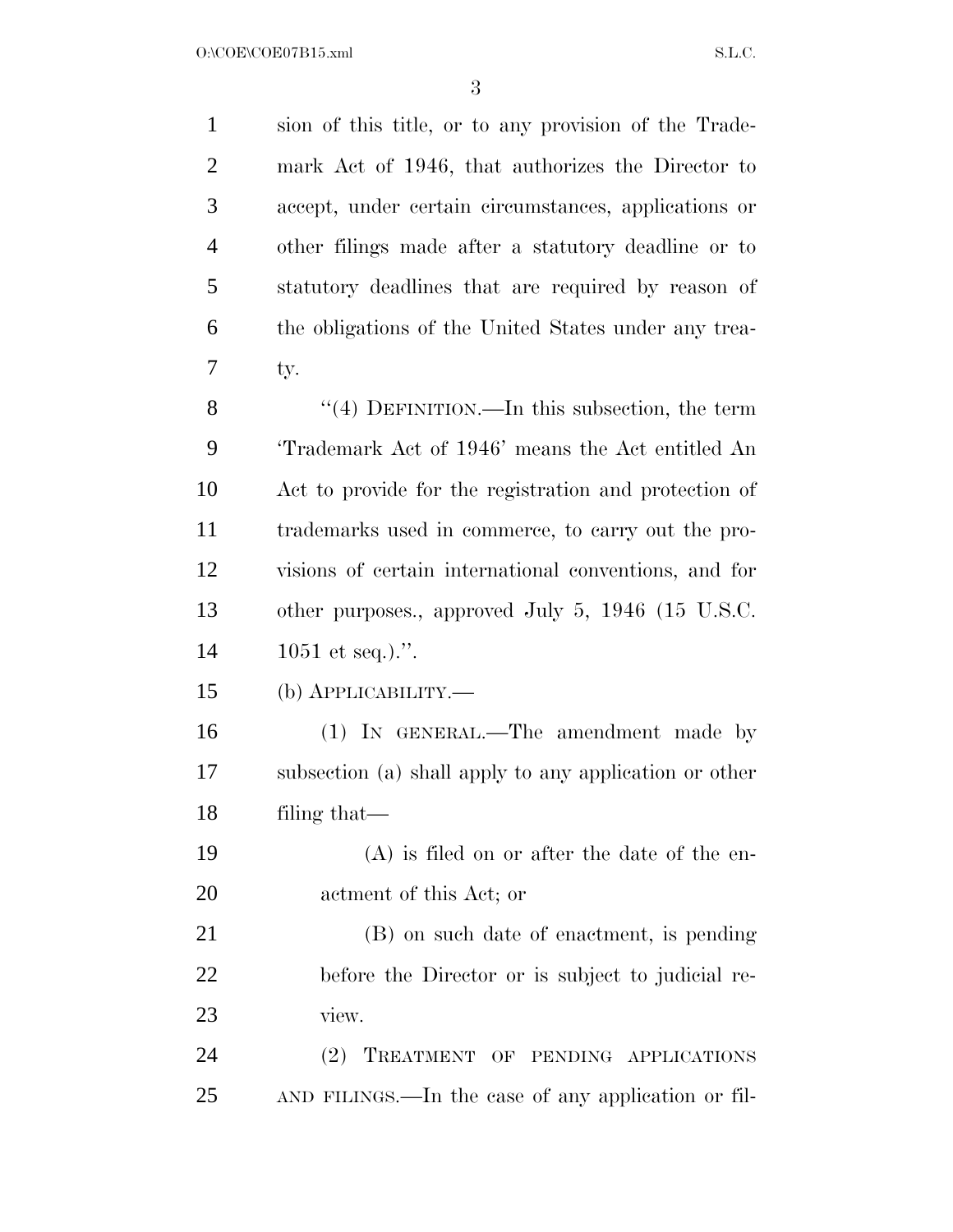sion of this title, or to any provision of the Trademark Act of 1946, that authorizes the Director to accept, under certain circumstances, applications or other filings made after a statutory deadline or to statutory deadlines that are required by reason of the obligations of the United States under any treaty.

"(4) DEFINITION.—In this subsection, the term 'Trademark Act of 1946' means the Act entitled An Act to provide for the registration and protection of trademarks used in commerce, to carry out the provisions of certain international conventions, and for other purposes., approved July 5, 1946 (15 U.S.C. 1051 et seq.).".

(b) APPLICABILITY.—

(1) IN GENERAL.—The amendment made by subsection (a) shall apply to any application or other filing that—

(A) is filed on or after the date of the enactment of this Act; or

(B) on such date of enactment, is pending before the Director or is subject to judicial review.

(2) TREATMENT OF PENDING APPLICATIONS AND FILINGS.—In the case of any application or fil-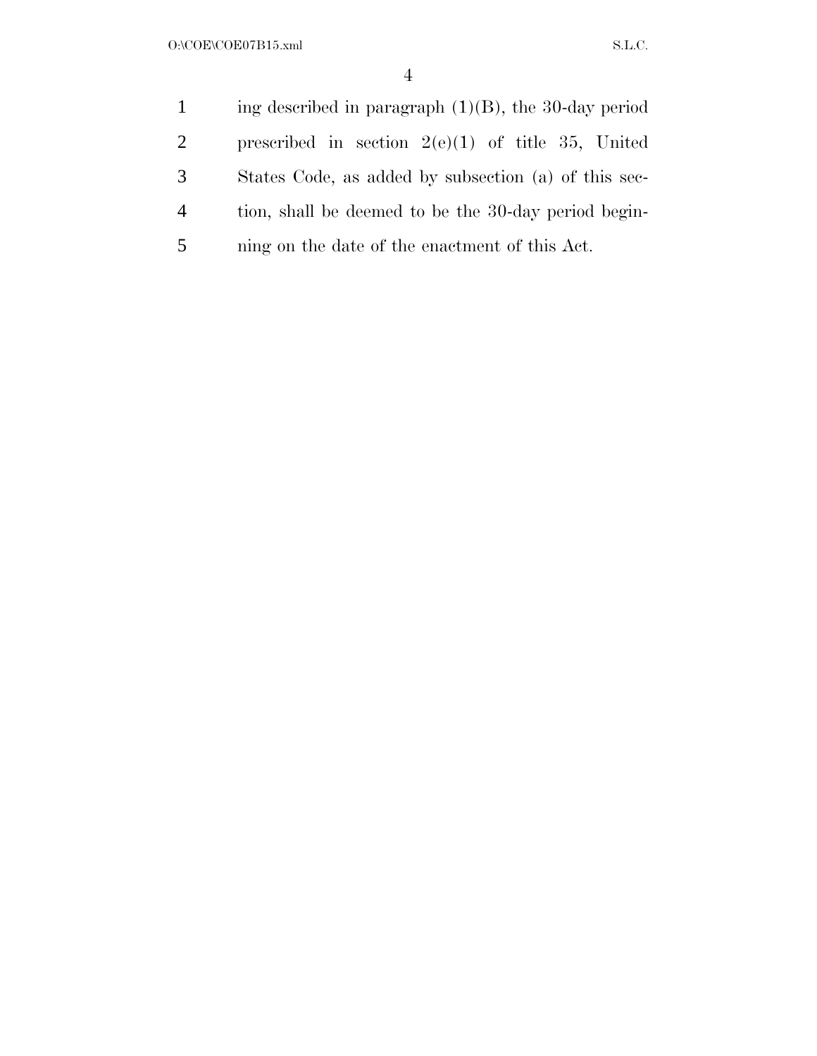ing described in paragraph (1)(B), the 30-day period prescribed in section 2(e)(1) of title 35, United States Code, as added by subsection (a) of this section, shall be deemed to be the 30-day period beginning on the date of the enactment of this Act.